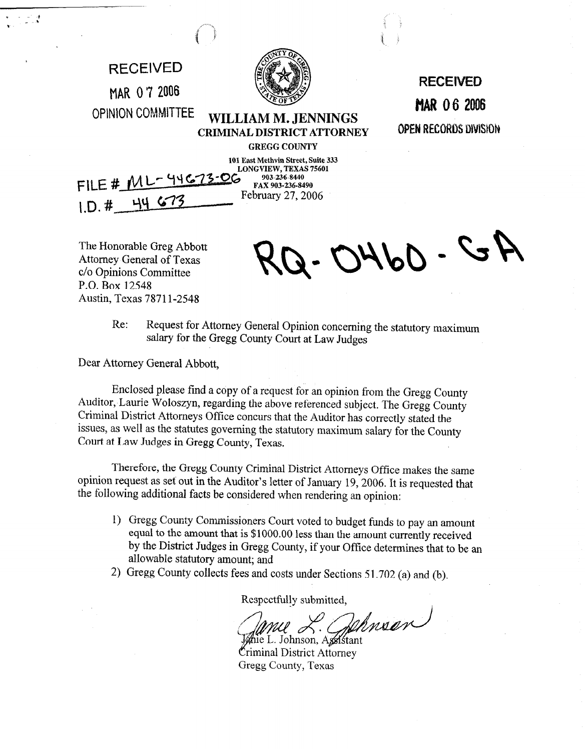RECEIVED

MAR 07 2006

OPINION COMMITTEE

RECEIVED

MAR 06 2006

OPEN RECORDS DIVISION

**WILLIAM M. JENNINGS**
**CRIMINAL DISTRICT ATTORNEY**
**GREGG COUNTY**

101 East Methvin Street, Suite 333
LONGVIEW, TEXAS 75601
903-236-8440
FAX 903-236-8490

FILE # ML-44673-06
I.D. # 44673

February 27, 2006

RQ-0460-GA

The Honorable Greg Abbott
Attorney General of Texas
c/o Opinions Committee
P.O. Box 12548
Austin, Texas 78711-2548

Re: Request for Attorney General Opinion concerning the statutory maximum salary for the Gregg County Court at Law Judges

Dear Attorney General Abbott,

Enclosed please find a copy of a request for an opinion from the Gregg County Auditor, Laurie Woloszyn, regarding the above referenced subject. The Gregg County Criminal District Attorneys Office concurs that the Auditor has correctly stated the issues, as well as the statutes governing the statutory maximum salary for the County Court at Law Judges in Gregg County, Texas.

Therefore, the Gregg County Criminal District Attorneys Office makes the same opinion request as set out in the Auditor's letter of January 19, 2006. It is requested that the following additional facts be considered when rendering an opinion:

1) Gregg County Commissioners Court voted to budget funds to pay an amount equal to the amount that is $1000.00 less than the amount currently received by the District Judges in Gregg County, if your Office determines that to be an allowable statutory amount; and
2) Gregg County collects fees and costs under Sections 51.702 (a) and (b).

Respectfully submitted,

Janie L. Johnson, Assistant
Criminal District Attorney
Gregg County, Texas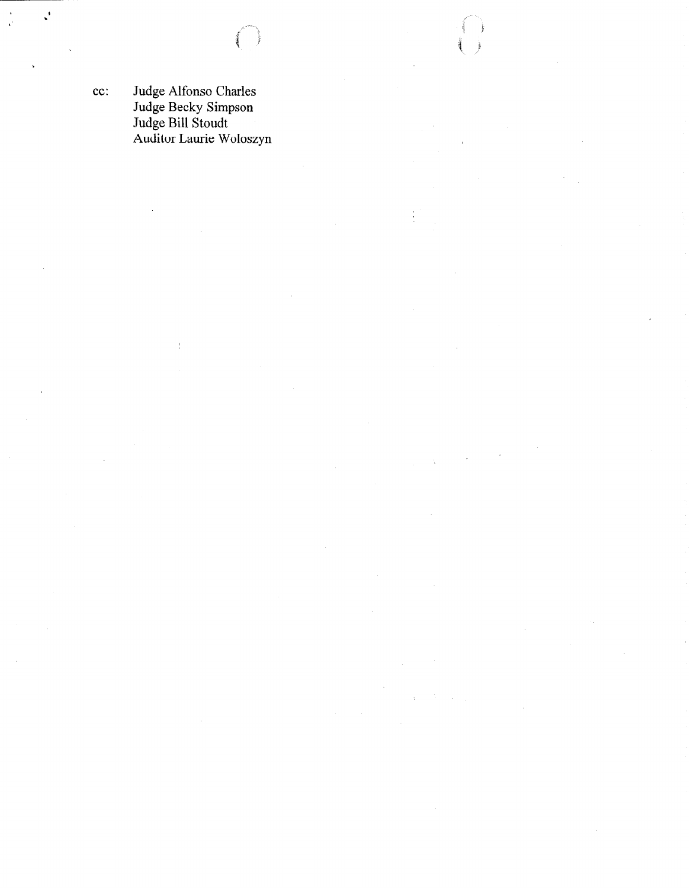cc: Judge Alfonso Charles
Judge Becky Simpson
Judge Bill Stoudt
Auditor Laurie Woloszyn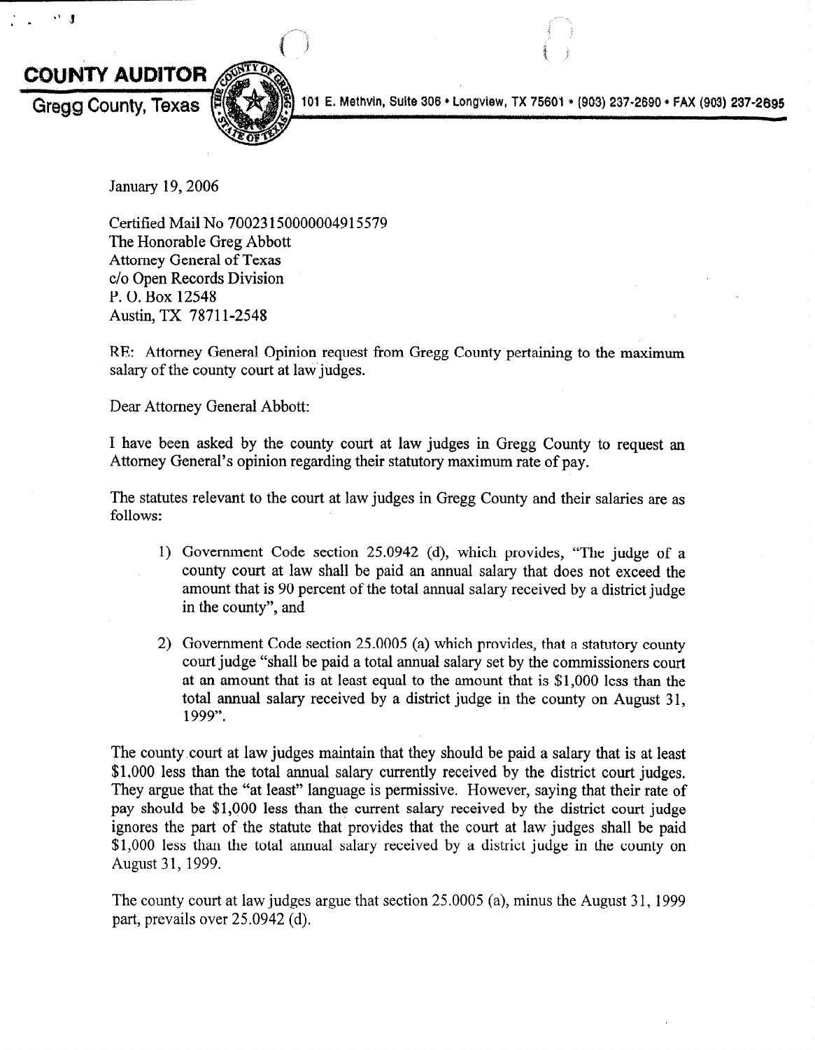**COUNTY AUDITOR**

**Gregg County, Texas**

101 E. Methvin, Suite 306 • Longview, TX 75601 • (903) 237-2690 • FAX (903) 237-2695

January 19, 2006

Certified Mail No 70023150000004915579
The Honorable Greg Abbott
Attorney General of Texas
c/o Open Records Division
P. O. Box 12548
Austin, TX 78711-2548

RE: Attorney General Opinion request from Gregg County pertaining to the maximum salary of the county court at law judges.

Dear Attorney General Abbott:

I have been asked by the county court at law judges in Gregg County to request an Attorney General's opinion regarding their statutory maximum rate of pay.

The statutes relevant to the court at law judges in Gregg County and their salaries are as follows:

1) Government Code section 25.0942 (d), which provides, "The judge of a county court at law shall be paid an annual salary that does not exceed the amount that is 90 percent of the total annual salary received by a district judge in the county", and

2) Government Code section 25.0005 (a) which provides, that a statutory county court judge "shall be paid a total annual salary set by the commissioners court at an amount that is at least equal to the amount that is $1,000 less than the total annual salary received by a district judge in the county on August 31, 1999".

The county court at law judges maintain that they should be paid a salary that is at least $1,000 less than the total annual salary currently received by the district court judges. They argue that the "at least" language is permissive. However, saying that their rate of pay should be $1,000 less than the current salary received by the district court judge ignores the part of the statute that provides that the court at law judges shall be paid $1,000 less than the total annual salary received by a district judge in the county on August 31, 1999.

The county court at law judges argue that section 25.0005 (a), minus the August 31, 1999 part, prevails over 25.0942 (d).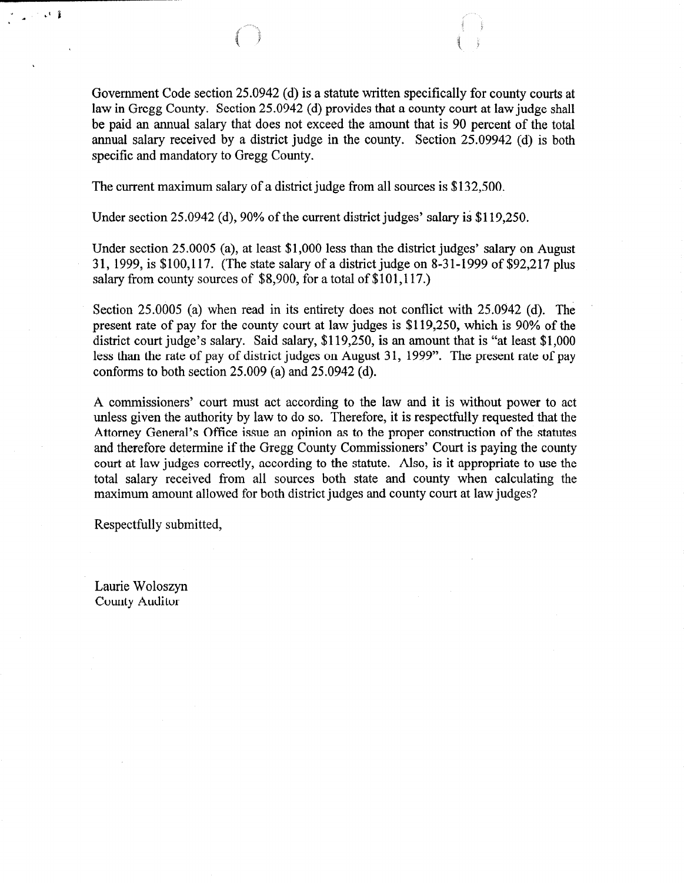Government Code section 25.0942 (d) is a statute written specifically for county courts at law in Gregg County. Section 25.0942 (d) provides that a county court at law judge shall be paid an annual salary that does not exceed the amount that is 90 percent of the total annual salary received by a district judge in the county. Section 25.09942 (d) is both specific and mandatory to Gregg County.

The current maximum salary of a district judge from all sources is $132,500.

Under section 25.0942 (d), 90% of the current district judges' salary is $119,250.

Under section 25.0005 (a), at least $1,000 less than the district judges' salary on August 31, 1999, is $100,117. (The state salary of a district judge on 8-31-1999 of $92,217 plus salary from county sources of $8,900, for a total of $101,117.)

Section 25.0005 (a) when read in its entirety does not conflict with 25.0942 (d). The present rate of pay for the county court at law judges is $119,250, which is 90% of the district court judge's salary. Said salary, $119,250, is an amount that is "at least $1,000 less than the rate of pay of district judges on August 31, 1999". The present rate of pay conforms to both section 25.009 (a) and 25.0942 (d).

A commissioners' court must act according to the law and it is without power to act unless given the authority by law to do so. Therefore, it is respectfully requested that the Attorney General's Office issue an opinion as to the proper construction of the statutes and therefore determine if the Gregg County Commissioners' Court is paying the county court at law judges correctly, according to the statute. Also, is it appropriate to use the total salary received from all sources both state and county when calculating the maximum amount allowed for both district judges and county court at law judges?

Respectfully submitted,

Laurie Woloszyn
County Auditor